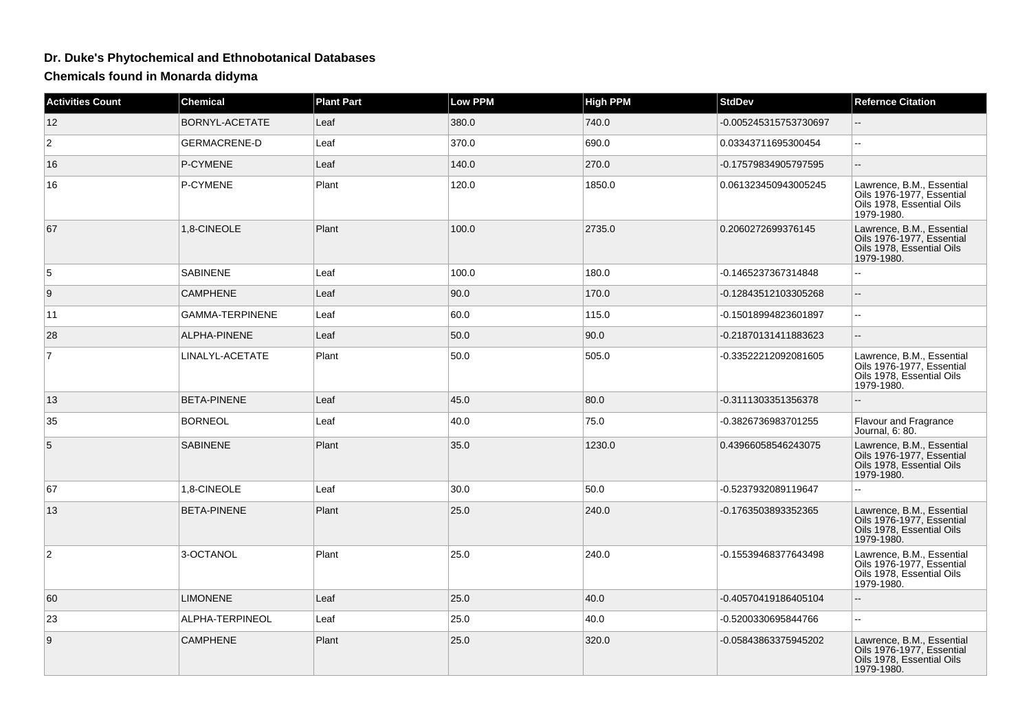## Dr. Duke's Phytochemical and Ethnobotanical Databases

### Chemicals found in Monarda didyma

| Activities Count | Chemical | Plant Part | Low PPM | High PPM | StdDev | Refernce Citation |
|---|---|---|---|---|---|---|
| 12 | BORNYL-ACETATE | Leaf | 380.0 | 740.0 | -0.005245315753730697 | -- |
| 2 | GERMACRENE-D | Leaf | 370.0 | 690.0 | 0.03343711695300454 | -- |
| 16 | P-CYMENE | Leaf | 140.0 | 270.0 | -0.17579834905797595 | -- |
| 16 | P-CYMENE | Plant | 120.0 | 1850.0 | 0.061323450943005245 | Lawrence, B.M., Essential Oils 1976-1977, Essential Oils 1978, Essential Oils 1979-1980. |
| 67 | 1,8-CINEOLE | Plant | 100.0 | 2735.0 | 0.2060272699376145 | Lawrence, B.M., Essential Oils 1976-1977, Essential Oils 1978, Essential Oils 1979-1980. |
| 5 | SABINENE | Leaf | 100.0 | 180.0 | -0.1465237367314848 | -- |
| 9 | CAMPHENE | Leaf | 90.0 | 170.0 | -0.12843512103305268 | -- |
| 11 | GAMMA-TERPINENE | Leaf | 60.0 | 115.0 | -0.15018994823601897 | -- |
| 28 | ALPHA-PINENE | Leaf | 50.0 | 90.0 | -0.21870131411883623 | -- |
| 7 | LINALYL-ACETATE | Plant | 50.0 | 505.0 | -0.33522212092081605 | Lawrence, B.M., Essential Oils 1976-1977, Essential Oils 1978, Essential Oils 1979-1980. |
| 13 | BETA-PINENE | Leaf | 45.0 | 80.0 | -0.3111303351356378 | -- |
| 35 | BORNEOL | Leaf | 40.0 | 75.0 | -0.3826736983701255 | Flavour and Fragrance Journal, 6: 80. |
| 5 | SABINENE | Plant | 35.0 | 1230.0 | 0.43966058546243075 | Lawrence, B.M., Essential Oils 1976-1977, Essential Oils 1978, Essential Oils 1979-1980. |
| 67 | 1,8-CINEOLE | Leaf | 30.0 | 50.0 | -0.5237932089119647 | -- |
| 13 | BETA-PINENE | Plant | 25.0 | 240.0 | -0.1763503893352365 | Lawrence, B.M., Essential Oils 1976-1977, Essential Oils 1978, Essential Oils 1979-1980. |
| 2 | 3-OCTANOL | Plant | 25.0 | 240.0 | -0.15539468377643498 | Lawrence, B.M., Essential Oils 1976-1977, Essential Oils 1978, Essential Oils 1979-1980. |
| 60 | LIMONENE | Leaf | 25.0 | 40.0 | -0.40570419186405104 | -- |
| 23 | ALPHA-TERPINEOL | Leaf | 25.0 | 40.0 | -0.5200330695844766 | -- |
| 9 | CAMPHENE | Plant | 25.0 | 320.0 | -0.05843863375945202 | Lawrence, B.M., Essential Oils 1976-1977, Essential Oils 1978, Essential Oils 1979-1980. |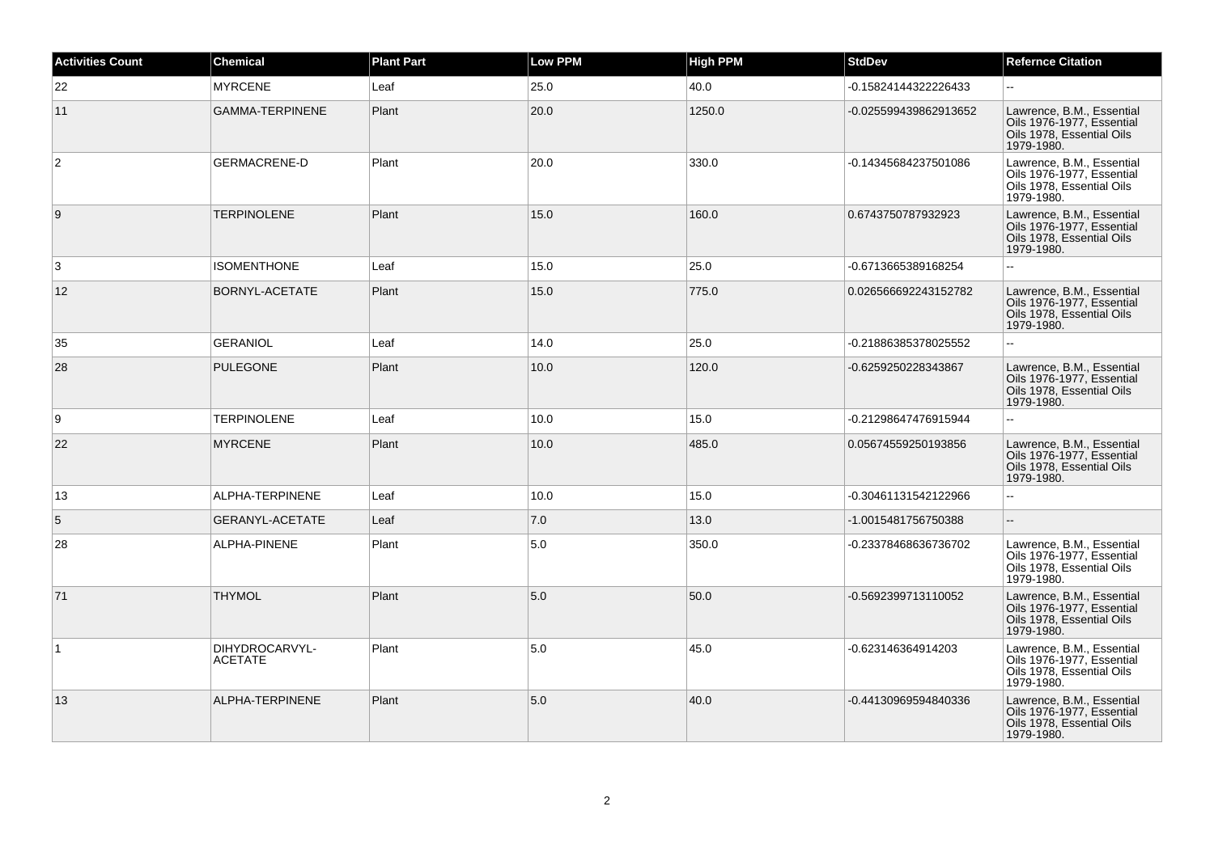| Activities Count | Chemical | Plant Part | Low PPM | High PPM | StdDev | Refernce Citation |
|---|---|---|---|---|---|---|
| 22 | MYRCENE | Leaf | 25.0 | 40.0 | -0.15824144322226433 | -- |
| 11 | GAMMA-TERPINENE | Plant | 20.0 | 1250.0 | -0.025599439862913652 | Lawrence, B.M., Essential Oils 1976-1977, Essential Oils 1978, Essential Oils 1979-1980. |
| 2 | GERMACRENE-D | Plant | 20.0 | 330.0 | -0.14345684237501086 | Lawrence, B.M., Essential Oils 1976-1977, Essential Oils 1978, Essential Oils 1979-1980. |
| 9 | TERPINOLENE | Plant | 15.0 | 160.0 | 0.6743750787932923 | Lawrence, B.M., Essential Oils 1976-1977, Essential Oils 1978, Essential Oils 1979-1980. |
| 3 | ISOMENTHONE | Leaf | 15.0 | 25.0 | -0.6713665389168254 | -- |
| 12 | BORNYL-ACETATE | Plant | 15.0 | 775.0 | 0.026566692243152782 | Lawrence, B.M., Essential Oils 1976-1977, Essential Oils 1978, Essential Oils 1979-1980. |
| 35 | GERANIOL | Leaf | 14.0 | 25.0 | -0.21886385378025552 | -- |
| 28 | PULEGONE | Plant | 10.0 | 120.0 | -0.6259250228343867 | Lawrence, B.M., Essential Oils 1976-1977, Essential Oils 1978, Essential Oils 1979-1980. |
| 9 | TERPINOLENE | Leaf | 10.0 | 15.0 | -0.21298647476915944 | -- |
| 22 | MYRCENE | Plant | 10.0 | 485.0 | 0.05674559250193856 | Lawrence, B.M., Essential Oils 1976-1977, Essential Oils 1978, Essential Oils 1979-1980. |
| 13 | ALPHA-TERPINENE | Leaf | 10.0 | 15.0 | -0.30461131542122966 | -- |
| 5 | GERANYL-ACETATE | Leaf | 7.0 | 13.0 | -1.0015481756750388 | -- |
| 28 | ALPHA-PINENE | Plant | 5.0 | 350.0 | -0.23378468636736702 | Lawrence, B.M., Essential Oils 1976-1977, Essential Oils 1978, Essential Oils 1979-1980. |
| 71 | THYMOL | Plant | 5.0 | 50.0 | -0.5692399713110052 | Lawrence, B.M., Essential Oils 1976-1977, Essential Oils 1978, Essential Oils 1979-1980. |
| 1 | DIHYDROCARVYL-ACETATE | Plant | 5.0 | 45.0 | -0.623146364914203 | Lawrence, B.M., Essential Oils 1976-1977, Essential Oils 1978, Essential Oils 1979-1980. |
| 13 | ALPHA-TERPINENE | Plant | 5.0 | 40.0 | -0.44130969594840336 | Lawrence, B.M., Essential Oils 1976-1977, Essential Oils 1978, Essential Oils 1979-1980. |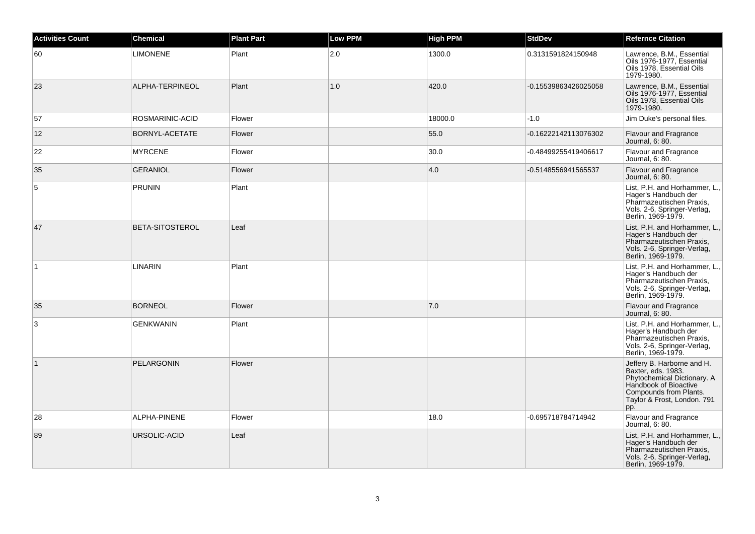| Activities Count | Chemical | Plant Part | Low PPM | High PPM | StdDev | Refernce Citation |
| --- | --- | --- | --- | --- | --- | --- |
| 60 | LIMONENE | Plant | 2.0 | 1300.0 | 0.3131591824150948 | Lawrence, B.M., Essential Oils 1976-1977, Essential Oils 1978, Essential Oils 1979-1980. |
| 23 | ALPHA-TERPINEOL | Plant | 1.0 | 420.0 | -0.15539863426025058 | Lawrence, B.M., Essential Oils 1976-1977, Essential Oils 1978, Essential Oils 1979-1980. |
| 57 | ROSMARINIC-ACID | Flower | | 18000.0 | -1.0 | Jim Duke's personal files. |
| 12 | BORNYL-ACETATE | Flower | | 55.0 | -0.16222142113076302 | Flavour and Fragrance Journal, 6: 80. |
| 22 | MYRCENE | Flower | | 30.0 | -0.48499255419406617 | Flavour and Fragrance Journal, 6: 80. |
| 35 | GERANIOL | Flower | | 4.0 | -0.5148556941565537 | Flavour and Fragrance Journal, 6: 80. |
| 5 | PRUNIN | Plant | | | | List, P.H. and Horhammer, L., Hager's Handbuch der Pharmazeutischen Praxis, Vols. 2-6, Springer-Verlag, Berlin, 1969-1979. |
| 47 | BETA-SITOSTEROL | Leaf | | | | List, P.H. and Horhammer, L., Hager's Handbuch der Pharmazeutischen Praxis, Vols. 2-6, Springer-Verlag, Berlin, 1969-1979. |
| 1 | LINARIN | Plant | | | | List, P.H. and Horhammer, L., Hager's Handbuch der Pharmazeutischen Praxis, Vols. 2-6, Springer-Verlag, Berlin, 1969-1979. |
| 35 | BORNEOL | Flower | | 7.0 | | Flavour and Fragrance Journal, 6: 80. |
| 3 | GENKWANIN | Plant | | | | List, P.H. and Horhammer, L., Hager's Handbuch der Pharmazeutischen Praxis, Vols. 2-6, Springer-Verlag, Berlin, 1969-1979. |
| 1 | PELARGONIN | Flower | | | | Jeffery B. Harborne and H. Baxter, eds. 1983. Phytochemical Dictionary. A Handbook of Bioactive Compounds from Plants. Taylor & Frost, London. 791 pp. |
| 28 | ALPHA-PINENE | Flower | | 18.0 | -0.695718784714942 | Flavour and Fragrance Journal, 6: 80. |
| 89 | URSOLIC-ACID | Leaf | | | | List, P.H. and Horhammer, L., Hager's Handbuch der Pharmazeutischen Praxis, Vols. 2-6, Springer-Verlag, Berlin, 1969-1979. |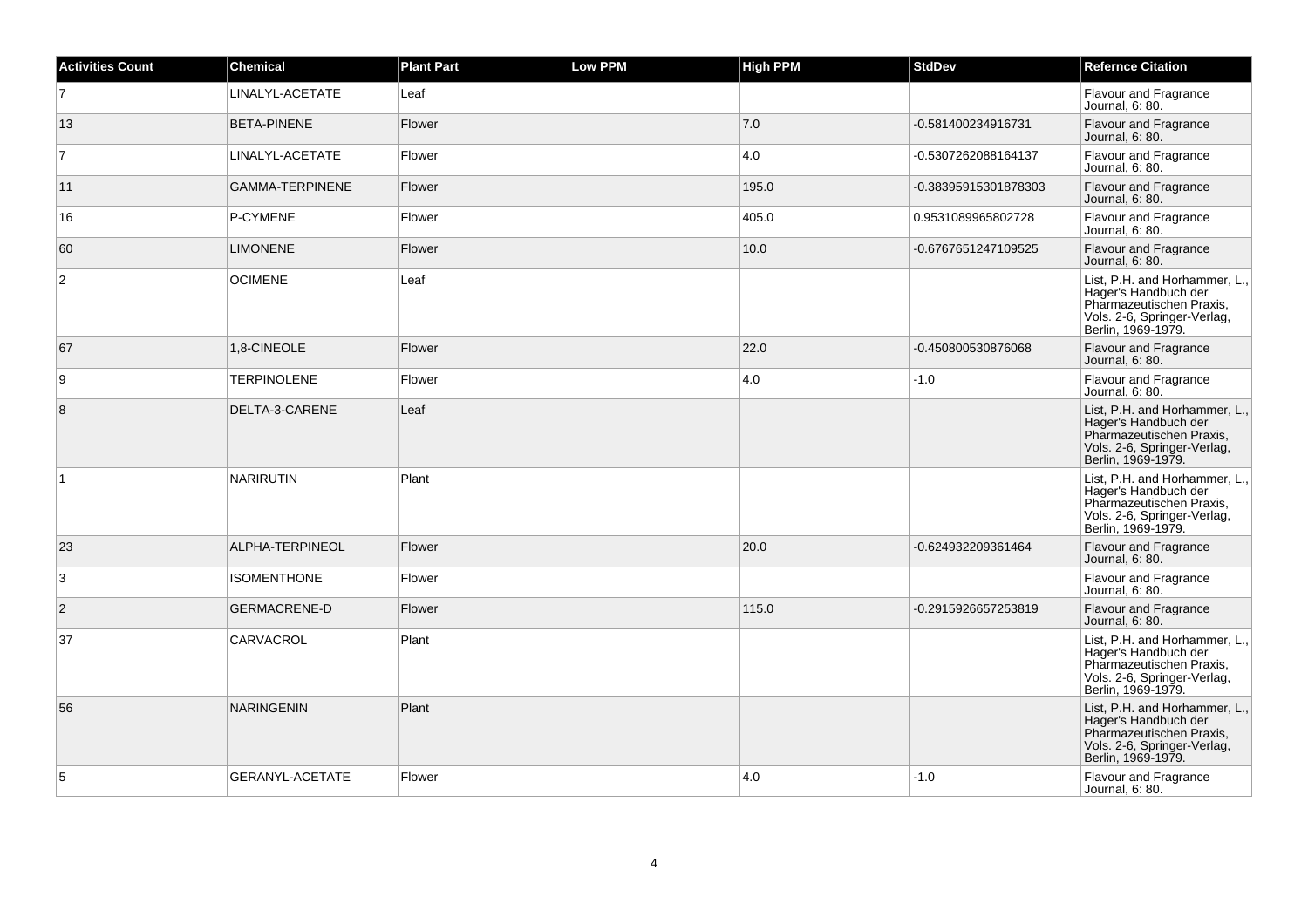| Activities Count | Chemical | Plant Part | Low PPM | High PPM | StdDev | Refernce Citation |
| --- | --- | --- | --- | --- | --- | --- |
| 7 | LINALYL-ACETATE | Leaf | | | | Flavour and Fragrance Journal, 6: 80. |
| 13 | BETA-PINENE | Flower | | 7.0 | -0.581400234916731 | Flavour and Fragrance Journal, 6: 80. |
| 7 | LINALYL-ACETATE | Flower | | 4.0 | -0.5307262088164137 | Flavour and Fragrance Journal, 6: 80. |
| 11 | GAMMA-TERPINENE | Flower | | 195.0 | -0.38395915301878303 | Flavour and Fragrance Journal, 6: 80. |
| 16 | P-CYMENE | Flower | | 405.0 | 0.9531089965802728 | Flavour and Fragrance Journal, 6: 80. |
| 60 | LIMONENE | Flower | | 10.0 | -0.6767651247109525 | Flavour and Fragrance Journal, 6: 80. |
| 2 | OCIMENE | Leaf | | | | List, P.H. and Horhammer, L., Hager's Handbuch der Pharmazeutischen Praxis, Vols. 2-6, Springer-Verlag, Berlin, 1969-1979. |
| 67 | 1,8-CINEOLE | Flower | | 22.0 | -0.450800530876068 | Flavour and Fragrance Journal, 6: 80. |
| 9 | TERPINOLENE | Flower | | 4.0 | -1.0 | Flavour and Fragrance Journal, 6: 80. |
| 8 | DELTA-3-CARENE | Leaf | | | | List, P.H. and Horhammer, L., Hager's Handbuch der Pharmazeutischen Praxis, Vols. 2-6, Springer-Verlag, Berlin, 1969-1979. |
| 1 | NARIRUTIN | Plant | | | | List, P.H. and Horhammer, L., Hager's Handbuch der Pharmazeutischen Praxis, Vols. 2-6, Springer-Verlag, Berlin, 1969-1979. |
| 23 | ALPHA-TERPINEOL | Flower | | 20.0 | -0.624932209361464 | Flavour and Fragrance Journal, 6: 80. |
| 3 | ISOMENTHONE | Flower | | | | Flavour and Fragrance Journal, 6: 80. |
| 2 | GERMACRENE-D | Flower | | 115.0 | -0.2915926657253819 | Flavour and Fragrance Journal, 6: 80. |
| 37 | CARVACROL | Plant | | | | List, P.H. and Horhammer, L., Hager's Handbuch der Pharmazeutischen Praxis, Vols. 2-6, Springer-Verlag, Berlin, 1969-1979. |
| 56 | NARINGENIN | Plant | | | | List, P.H. and Horhammer, L., Hager's Handbuch der Pharmazeutischen Praxis, Vols. 2-6, Springer-Verlag, Berlin, 1969-1979. |
| 5 | GERANYL-ACETATE | Flower | | 4.0 | -1.0 | Flavour and Fragrance Journal, 6: 80. |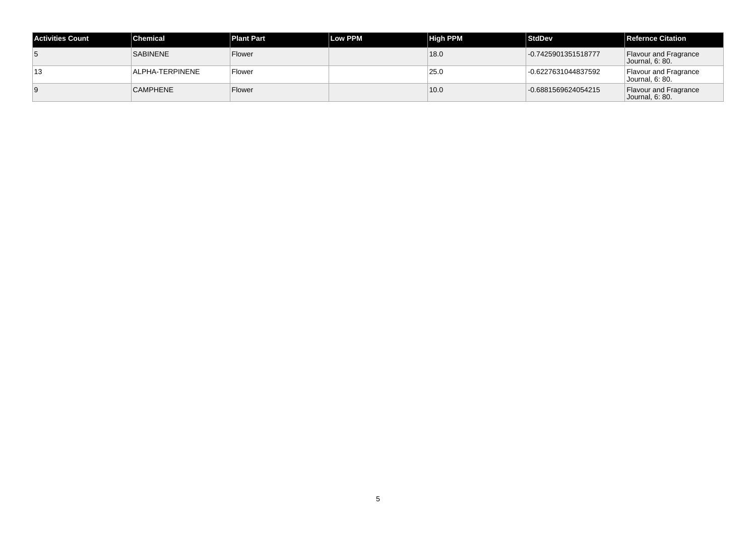| Activities Count | Chemical | Plant Part | Low PPM | High PPM | StdDev | Refernce Citation |
| --- | --- | --- | --- | --- | --- | --- |
| 5 | SABINENE | Flower | | 18.0 | -0.7425901351518777 | Flavour and Fragrance Journal, 6: 80. |
| 13 | ALPHA-TERPINENE | Flower | | 25.0 | -0.6227631044837592 | Flavour and Fragrance Journal, 6: 80. |
| 9 | CAMPHENE | Flower | | 10.0 | -0.6881569624054215 | Flavour and Fragrance Journal, 6: 80. |